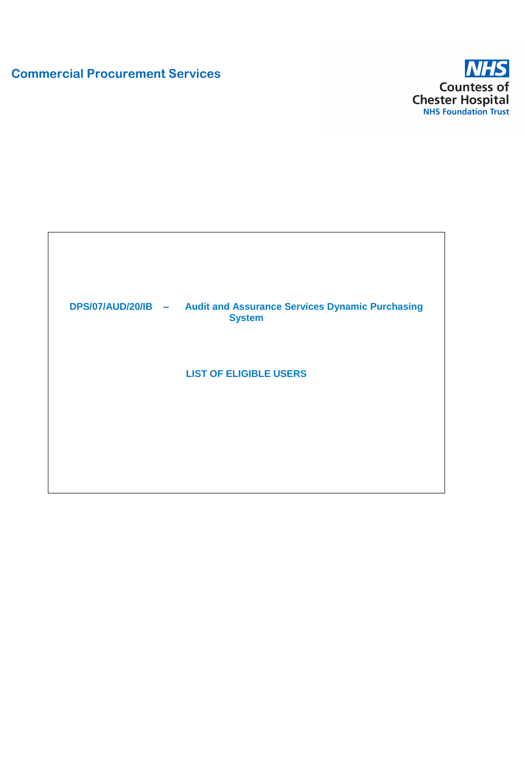Commercial Procurement Services

NHS
Countess of Chester Hospital
NHS Foundation Trust

**DPS/07/AUD/20/IB – Audit and Assurance Services Dynamic Purchasing System**

**LIST OF ELIGIBLE USERS**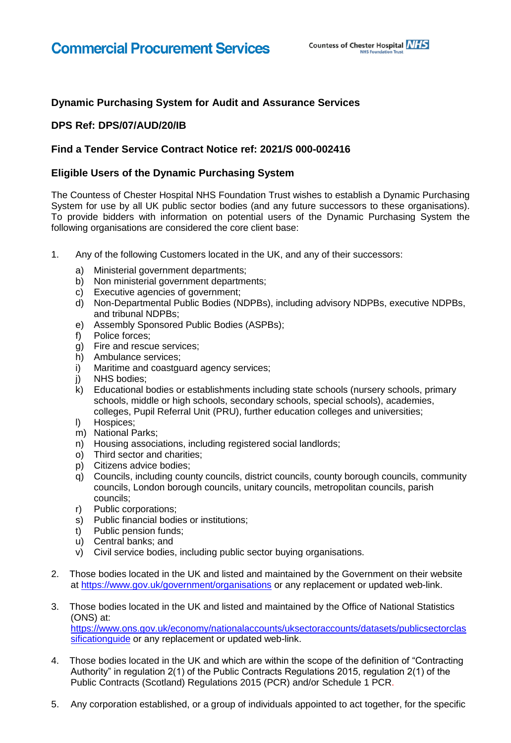**Dynamic Purchasing System for Audit and Assurance Services**

**DPS Ref: DPS/07/AUD/20/IB**

**Find a Tender Service Contract Notice ref: 2021/S 000-002416**

**Eligible Users of the Dynamic Purchasing System**

The Countess of Chester Hospital NHS Foundation Trust wishes to establish a Dynamic Purchasing System for use by all UK public sector bodies (and any future successors to these organisations). To provide bidders with information on potential users of the Dynamic Purchasing System the following organisations are considered the core client base:

1. Any of the following Customers located in the UK, and any of their successors:
   a) Ministerial government departments;
   b) Non ministerial government departments;
   c) Executive agencies of government;
   d) Non-Departmental Public Bodies (NDPBs), including advisory NDPBs, executive NDPBs, and tribunal NDPBs;
   e) Assembly Sponsored Public Bodies (ASPBs);
   f) Police forces;
   g) Fire and rescue services;
   h) Ambulance services;
   i) Maritime and coastguard agency services;
   j) NHS bodies;
   k) Educational bodies or establishments including state schools (nursery schools, primary schools, middle or high schools, secondary schools, special schools), academies, colleges, Pupil Referral Unit (PRU), further education colleges and universities;
   l) Hospices;
   m) National Parks;
   n) Housing associations, including registered social landlords;
   o) Third sector and charities;
   p) Citizens advice bodies;
   q) Councils, including county councils, district councils, county borough councils, community councils, London borough councils, unitary councils, metropolitan councils, parish councils;
   r) Public corporations;
   s) Public financial bodies or institutions;
   t) Public pension funds;
   u) Central banks; and
   v) Civil service bodies, including public sector buying organisations.

2. Those bodies located in the UK and listed and maintained by the Government on their website at https://www.gov.uk/government/organisations or any replacement or updated web-link.

3. Those bodies located in the UK and listed and maintained by the Office of National Statistics (ONS) at: https://www.ons.gov.uk/economy/nationalaccounts/uksectoraccounts/datasets/publicsectorclassificationguide or any replacement or updated web-link.

4. Those bodies located in the UK and which are within the scope of the definition of "Contracting Authority" in regulation 2(1) of the Public Contracts Regulations 2015, regulation 2(1) of the Public Contracts (Scotland) Regulations 2015 (PCR) and/or Schedule 1 PCR.

5. Any corporation established, or a group of individuals appointed to act together, for the specific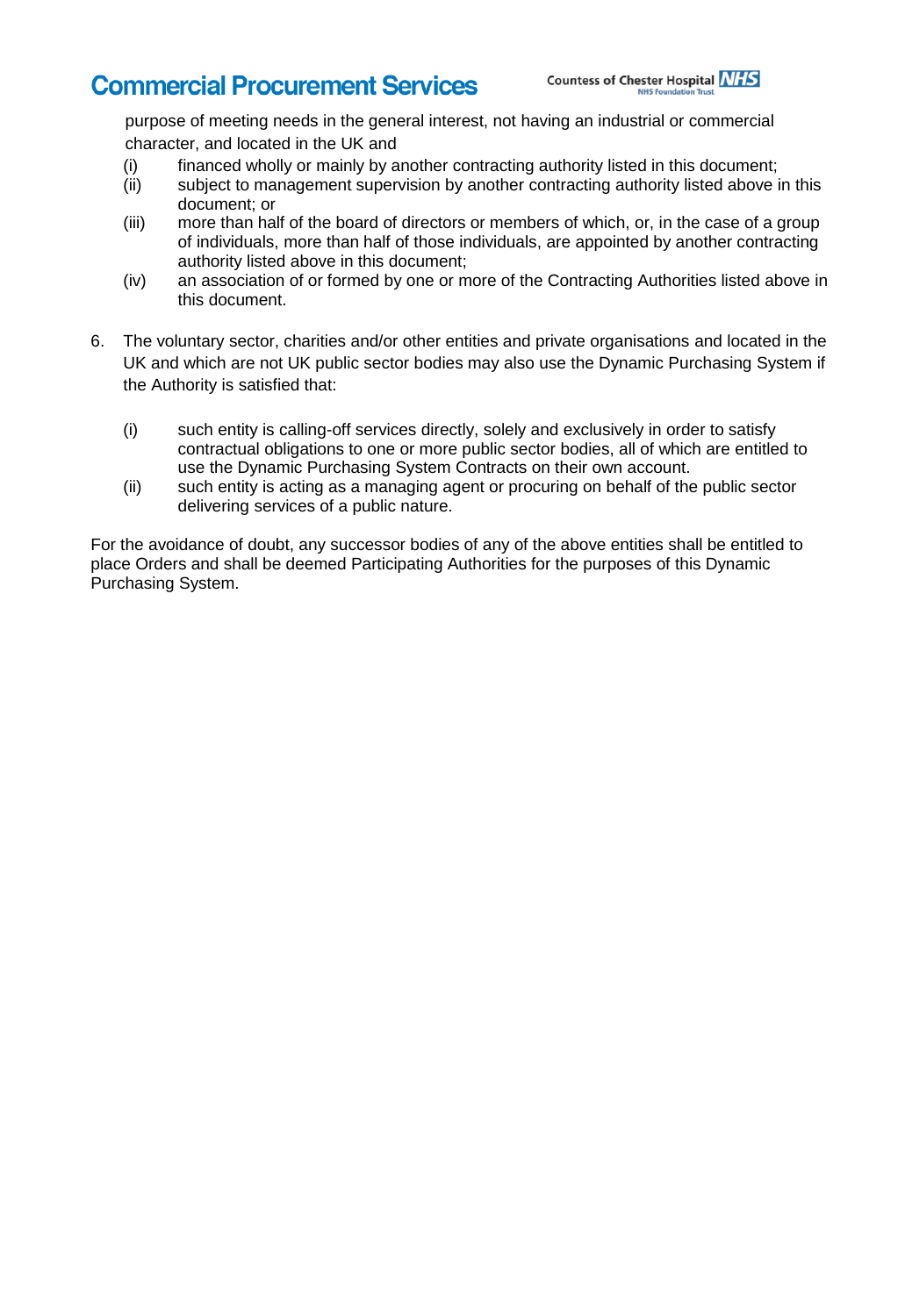purpose of meeting needs in the general interest, not having an industrial or commercial character, and located in the UK and

(i) financed wholly or mainly by another contracting authority listed in this document;
(ii) subject to management supervision by another contracting authority listed above in this document; or
(iii) more than half of the board of directors or members of which, or, in the case of a group of individuals, more than half of those individuals, are appointed by another contracting authority listed above in this document;
(iv) an association of or formed by one or more of the Contracting Authorities listed above in this document.

6. The voluntary sector, charities and/or other entities and private organisations and located in the UK and which are not UK public sector bodies may also use the Dynamic Purchasing System if the Authority is satisfied that:

   (i) such entity is calling-off services directly, solely and exclusively in order to satisfy contractual obligations to one or more public sector bodies, all of which are entitled to use the Dynamic Purchasing System Contracts on their own account.
   (ii) such entity is acting as a managing agent or procuring on behalf of the public sector delivering services of a public nature.

For the avoidance of doubt, any successor bodies of any of the above entities shall be entitled to place Orders and shall be deemed Participating Authorities for the purposes of this Dynamic Purchasing System.